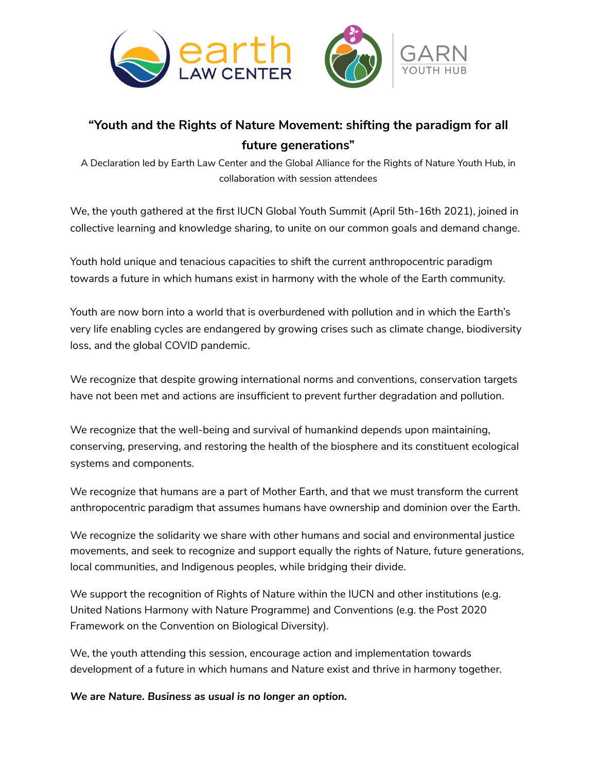# "Youth and the Rights of Nature Movement: shifting the paradigm for all future generations"

A Declaration led by Earth Law Center and the Global Alliance for the Rights of Nature Youth Hub, in collaboration with session attendees

We, the youth gathered at the first IUCN Global Youth Summit (April 5th-16th 2021), joined in collective learning and knowledge sharing, to unite on our common goals and demand change.

Youth hold unique and tenacious capacities to shift the current anthropocentric paradigm towards a future in which humans exist in harmony with the whole of the Earth community.

Youth are now born into a world that is overburdened with pollution and in which the Earth's very life enabling cycles are endangered by growing crises such as climate change, biodiversity loss, and the global COVID pandemic.

We recognize that despite growing international norms and conventions, conservation targets have not been met and actions are insufficient to prevent further degradation and pollution.

We recognize that the well-being and survival of humankind depends upon maintaining, conserving, preserving, and restoring the health of the biosphere and its constituent ecological systems and components.

We recognize that humans are a part of Mother Earth, and that we must transform the current anthropocentric paradigm that assumes humans have ownership and dominion over the Earth.

We recognize the solidarity we share with other humans and social and environmental justice movements, and seek to recognize and support equally the rights of Nature, future generations, local communities, and Indigenous peoples, while bridging their divide.

We support the recognition of Rights of Nature within the IUCN and other institutions (e.g. United Nations Harmony with Nature Programme) and Conventions (e.g. the Post 2020 Framework on the Convention on Biological Diversity).

We, the youth attending this session, encourage action and implementation towards development of a future in which humans and Nature exist and thrive in harmony together.

***We are Nature. Business as usual is no longer an option.***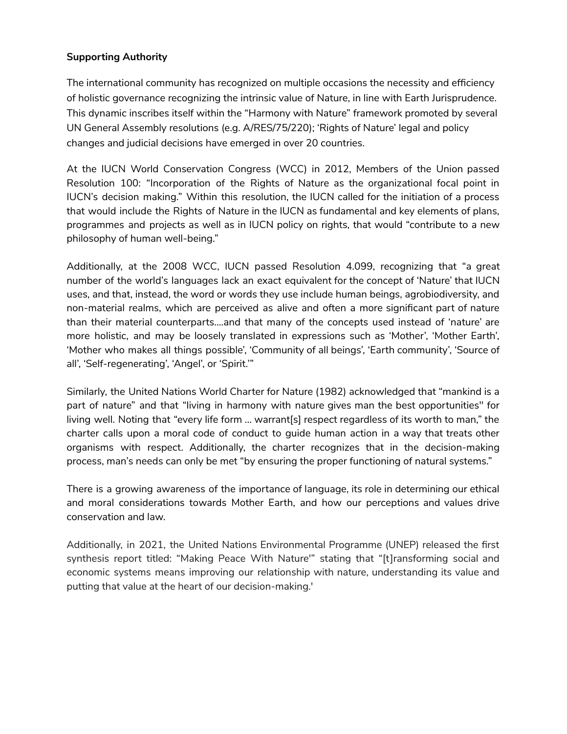**Supporting Authority**

The international community has recognized on multiple occasions the necessity and efficiency of holistic governance recognizing the intrinsic value of Nature, in line with Earth Jurisprudence. This dynamic inscribes itself within the "Harmony with Nature" framework promoted by several UN General Assembly resolutions (e.g. A/RES/75/220); 'Rights of Nature' legal and policy changes and judicial decisions have emerged in over 20 countries.

At the IUCN World Conservation Congress (WCC) in 2012, Members of the Union passed Resolution 100: "Incorporation of the Rights of Nature as the organizational focal point in IUCN's decision making." Within this resolution, the IUCN called for the initiation of a process that would include the Rights of Nature in the IUCN as fundamental and key elements of plans, programmes and projects as well as in IUCN policy on rights, that would "contribute to a new philosophy of human well-being."

Additionally, at the 2008 WCC, IUCN passed Resolution 4.099, recognizing that "a great number of the world's languages lack an exact equivalent for the concept of 'Nature' that IUCN uses, and that, instead, the word or words they use include human beings, agrobiodiversity, and non-material realms, which are perceived as alive and often a more significant part of nature than their material counterparts....and that many of the concepts used instead of 'nature' are more holistic, and may be loosely translated in expressions such as 'Mother', 'Mother Earth', 'Mother who makes all things possible', 'Community of all beings', 'Earth community', 'Source of all', 'Self-regenerating', 'Angel', or 'Spirit.'"

Similarly, the United Nations World Charter for Nature (1982) acknowledged that "mankind is a part of nature" and that "living in harmony with nature gives man the best opportunities" for living well. Noting that "every life form ... warrant[s] respect regardless of its worth to man," the charter calls upon a moral code of conduct to guide human action in a way that treats other organisms with respect. Additionally, the charter recognizes that in the decision-making process, man's needs can only be met "by ensuring the proper functioning of natural systems."

There is a growing awareness of the importance of language, its role in determining our ethical and moral considerations towards Mother Earth, and how our perceptions and values drive conservation and law.

Additionally, in 2021, the United Nations Environmental Programme (UNEP) released the first synthesis report titled: "Making Peace With Nature'" stating that "[t]ransforming social and economic systems means improving our relationship with nature, understanding its value and putting that value at the heart of our decision-making.'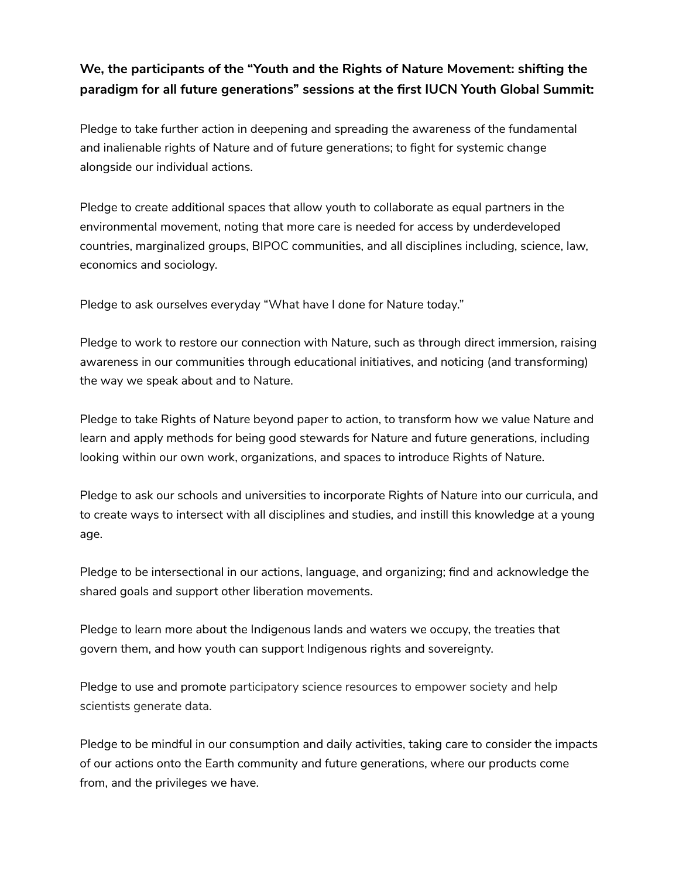**We, the participants of the “Youth and the Rights of Nature Movement: shifting the paradigm for all future generations” sessions at the first IUCN Youth Global Summit:**

Pledge to take further action in deepening and spreading the awareness of the fundamental and inalienable rights of Nature and of future generations; to fight for systemic change alongside our individual actions.

Pledge to create additional spaces that allow youth to collaborate as equal partners in the environmental movement, noting that more care is needed for access by underdeveloped countries, marginalized groups, BIPOC communities, and all disciplines including, science, law, economics and sociology.

Pledge to ask ourselves everyday “What have I done for Nature today.”

Pledge to work to restore our connection with Nature, such as through direct immersion, raising awareness in our communities through educational initiatives, and noticing (and transforming) the way we speak about and to Nature.

Pledge to take Rights of Nature beyond paper to action, to transform how we value Nature and learn and apply methods for being good stewards for Nature and future generations, including looking within our own work, organizations, and spaces to introduce Rights of Nature.

Pledge to ask our schools and universities to incorporate Rights of Nature into our curricula, and to create ways to intersect with all disciplines and studies, and instill this knowledge at a young age.

Pledge to be intersectional in our actions, language, and organizing; find and acknowledge the shared goals and support other liberation movements.

Pledge to learn more about the Indigenous lands and waters we occupy, the treaties that govern them, and how youth can support Indigenous rights and sovereignty.

Pledge to use and promote participatory science resources to empower society and help scientists generate data.

Pledge to be mindful in our consumption and daily activities, taking care to consider the impacts of our actions onto the Earth community and future generations, where our products come from, and the privileges we have.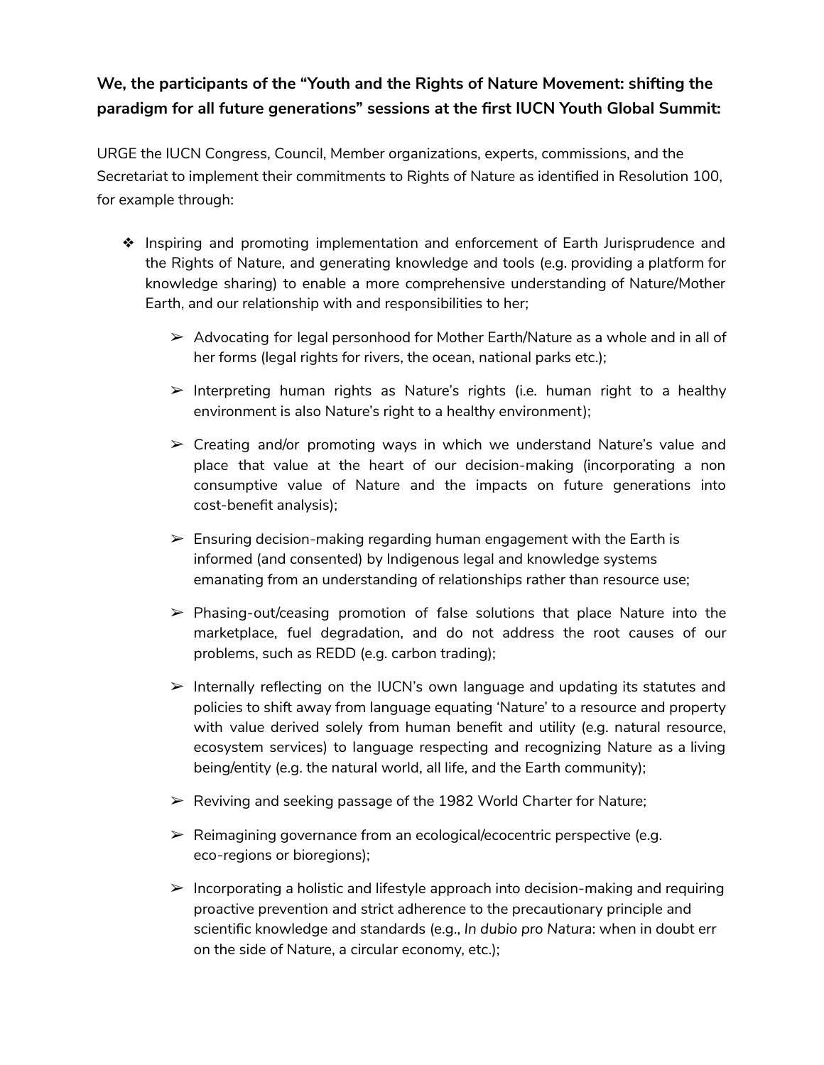**We, the participants of the "Youth and the Rights of Nature Movement: shifting the paradigm for all future generations" sessions at the first IUCN Youth Global Summit:**

URGE the IUCN Congress, Council, Member organizations, experts, commissions, and the Secretariat to implement their commitments to Rights of Nature as identified in Resolution 100, for example through:

- Inspiring and promoting implementation and enforcement of Earth Jurisprudence and the Rights of Nature, and generating knowledge and tools (e.g. providing a platform for knowledge sharing) to enable a more comprehensive understanding of Nature/Mother Earth, and our relationship with and responsibilities to her;
    - Advocating for legal personhood for Mother Earth/Nature as a whole and in all of her forms (legal rights for rivers, the ocean, national parks etc.);
    - Interpreting human rights as Nature's rights (i.e. human right to a healthy environment is also Nature's right to a healthy environment);
    - Creating and/or promoting ways in which we understand Nature's value and place that value at the heart of our decision-making (incorporating a non consumptive value of Nature and the impacts on future generations into cost-benefit analysis);
    - Ensuring decision-making regarding human engagement with the Earth is informed (and consented) by Indigenous legal and knowledge systems emanating from an understanding of relationships rather than resource use;
    - Phasing-out/ceasing promotion of false solutions that place Nature into the marketplace, fuel degradation, and do not address the root causes of our problems, such as REDD (e.g. carbon trading);
    - Internally reflecting on the IUCN's own language and updating its statutes and policies to shift away from language equating 'Nature' to a resource and property with value derived solely from human benefit and utility (e.g. natural resource, ecosystem services) to language respecting and recognizing Nature as a living being/entity (e.g. the natural world, all life, and the Earth community);
    - Reviving and seeking passage of the 1982 World Charter for Nature;
    - Reimagining governance from an ecological/ecocentric perspective (e.g. eco-regions or bioregions);
    - Incorporating a holistic and lifestyle approach into decision-making and requiring proactive prevention and strict adherence to the precautionary principle and scientific knowledge and standards (e.g., *In dubio pro Natura*: when in doubt err on the side of Nature, a circular economy, etc.);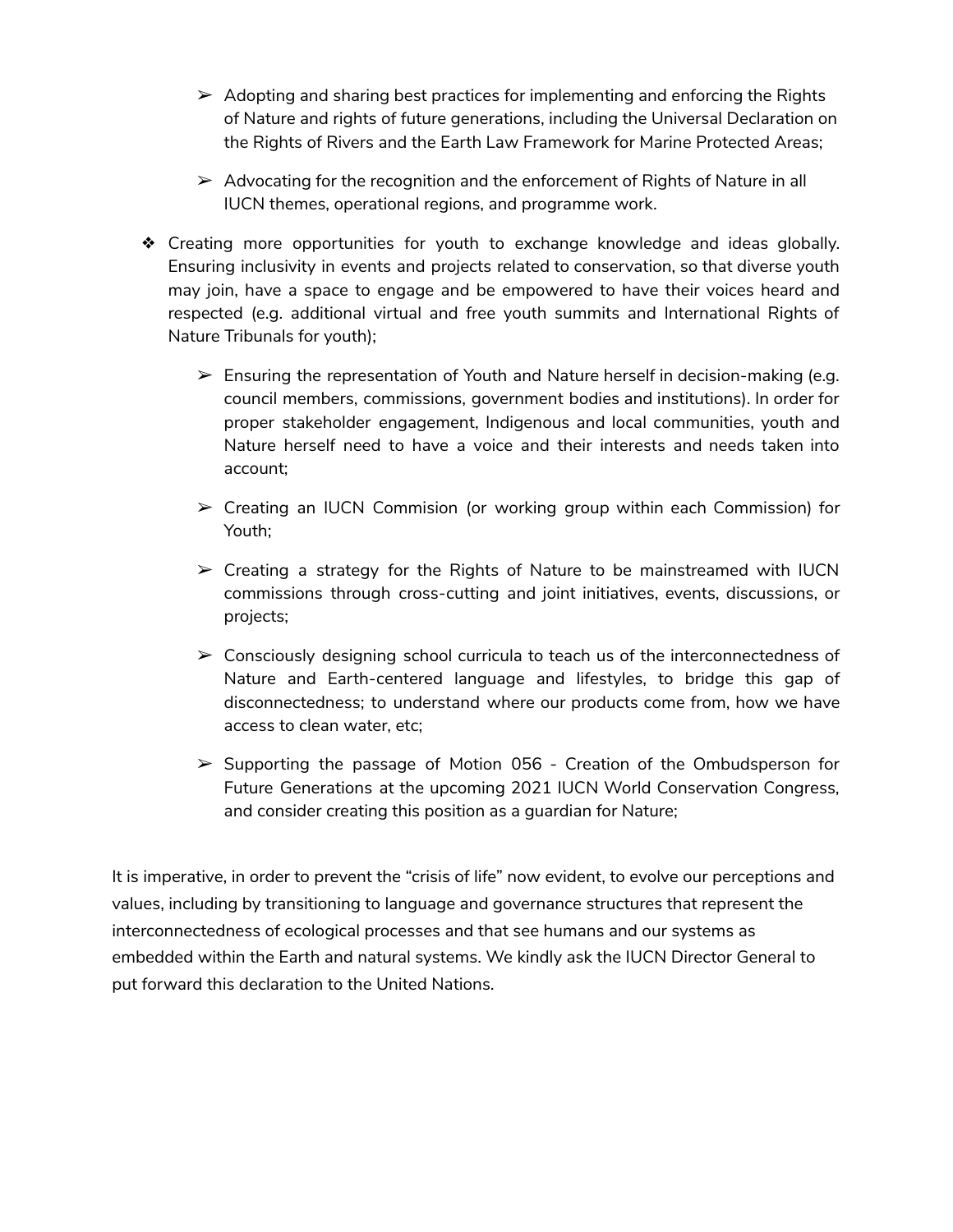- Adopting and sharing best practices for implementing and enforcing the Rights of Nature and rights of future generations, including the Universal Declaration on the Rights of Rivers and the Earth Law Framework for Marine Protected Areas;

   - Advocating for the recognition and the enforcement of Rights of Nature in all IUCN themes, operational regions, and programme work.

- Creating more opportunities for youth to exchange knowledge and ideas globally. Ensuring inclusivity in events and projects related to conservation, so that diverse youth may join, have a space to engage and be empowered to have their voices heard and respected (e.g. additional virtual and free youth summits and International Rights of Nature Tribunals for youth);

   - Ensuring the representation of Youth and Nature herself in decision-making (e.g. council members, commissions, government bodies and institutions). In order for proper stakeholder engagement, Indigenous and local communities, youth and Nature herself need to have a voice and their interests and needs taken into account;

   - Creating an IUCN Commision (or working group within each Commission) for Youth;

   - Creating a strategy for the Rights of Nature to be mainstreamed with IUCN commissions through cross-cutting and joint initiatives, events, discussions, or projects;

   - Consciously designing school curricula to teach us of the interconnectedness of Nature and Earth-centered language and lifestyles, to bridge this gap of disconnectedness; to understand where our products come from, how we have access to clean water, etc;

   - Supporting the passage of Motion 056 - Creation of the Ombudsperson for Future Generations at the upcoming 2021 IUCN World Conservation Congress, and consider creating this position as a guardian for Nature;

It is imperative, in order to prevent the "crisis of life" now evident, to evolve our perceptions and values, including by transitioning to language and governance structures that represent the interconnectedness of ecological processes and that see humans and our systems as embedded within the Earth and natural systems. We kindly ask the IUCN Director General to put forward this declaration to the United Nations.